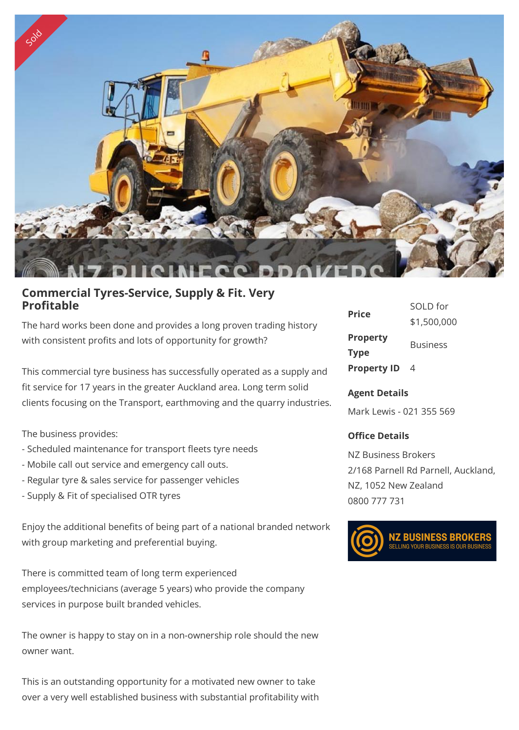# Commercial Tyres-Service, Supply & Fit. Very Profitable

The hard works been done and provides a long proven trading history with consistent profits and lots of opportunity for growth?

This commercial tyre business has successfully operated as a supply and fit service for 17 years in the greater Auckland area. Long term solid clients focusing on the Transport, earthmoving and the quarry industries.

The business provides:
- Scheduled maintenance for transport fleets tyre needs
- Mobile call out service and emergency call outs.
- Regular tyre & sales service for passenger vehicles
- Supply & Fit of specialised OTR tyres

Enjoy the additional benefits of being part of a national branded network with group marketing and preferential buying.

There is committed team of long term experienced employees/technicians (average 5 years) who provide the company services in purpose built branded vehicles.

The owner is happy to stay on in a non-ownership role should the new owner want.

This is an outstanding opportunity for a motivated new owner to take over a very well established business with substantial profitability with

| | |
|---|---|
| **Price** | SOLD for $1,500,000 |
| **Property Type** | Business |
| **Property ID** | 4 |

**Agent Details**

Mark Lewis - 021 355 569

**Office Details**

NZ Business Brokers
2/168 Parnell Rd Parnell, Auckland, NZ, 1052 New Zealand
0800 777 731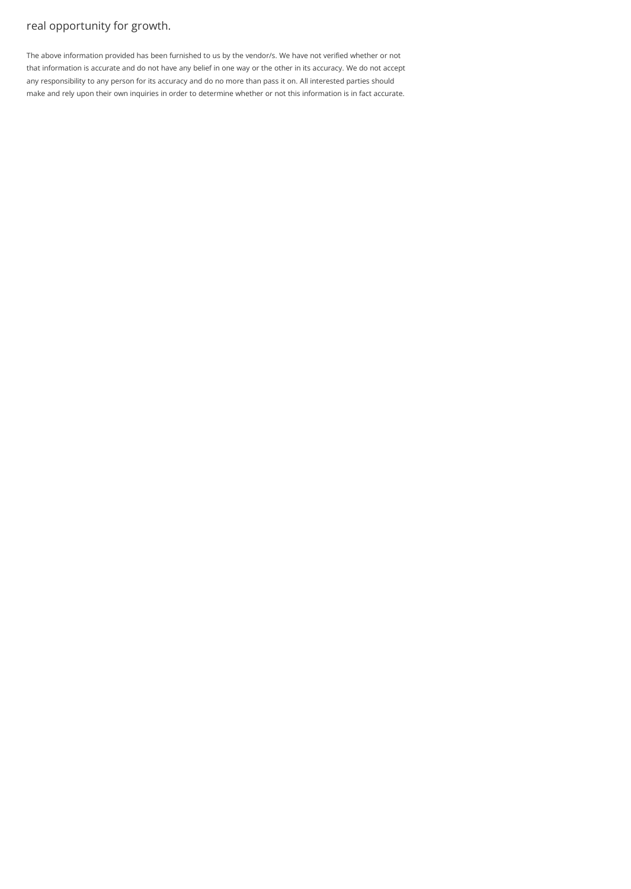real opportunity for growth.

The above information provided has been furnished to us by the vendor/s. We have not verified whether or not that information is accurate and do not have any belief in one way or the other in its accuracy. We do not accept any responsibility to any person for its accuracy and do no more than pass it on. All interested parties should make and rely upon their own inquiries in order to determine whether or not this information is in fact accurate.